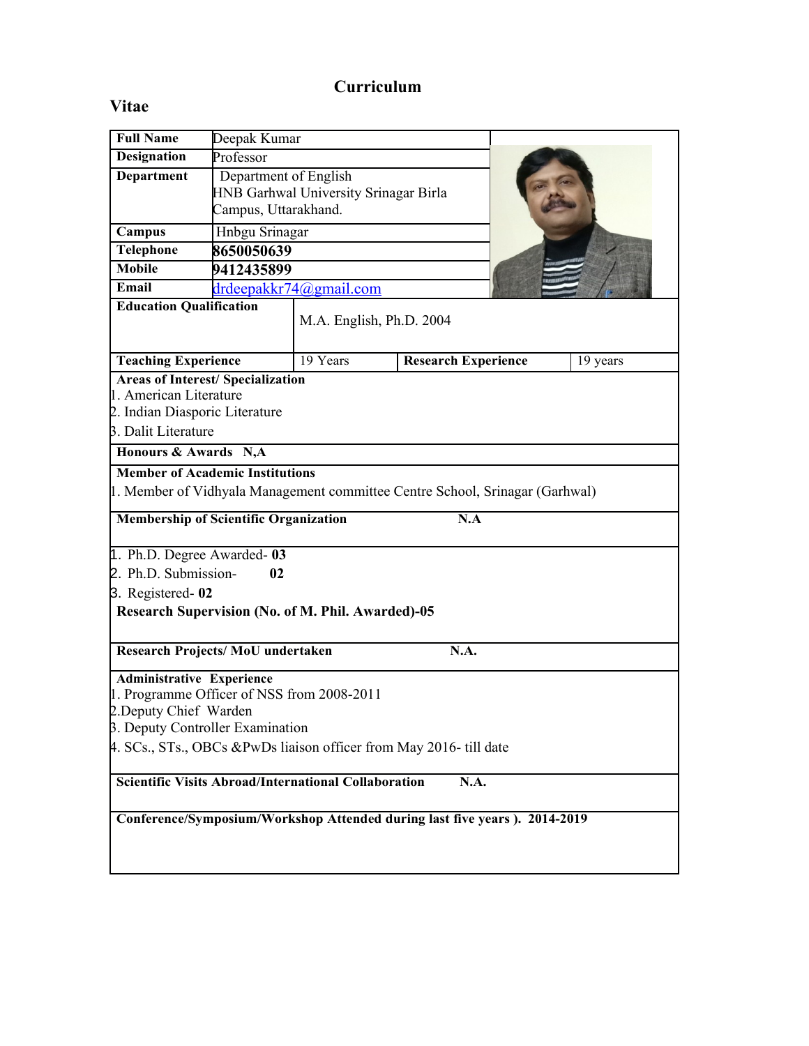# Curriculum Vitae

| | |
|---|---|
| **Full Name** | Deepak Kumar |
| **Designation** | Professor |
| **Department** | Department of English HNB Garhwal University Srinagar Birla Campus, Uttarakhand. |
| **Campus** | Hnbgu Srinagar |
| **Telephone** | **8650050639** |
| **Mobile** | **9412435899** |
| **Email** | drdeepakkr74@gmail.com |

| | | | |
|---|---|---|---|
| **Education Qualification** | M.A. English, Ph.D. 2004 | | |
| **Teaching Experience** | 19 Years | **Research Experience** | 19 years |

**Areas of Interest/ Specialization**

1. American Literature
2. Indian Diasporic Literature
3. Dalit Literature

**Honours & Awards** N,A

**Member of Academic Institutions**

1. Member of Vidhyala Management committee Centre School, Srinagar (Garhwal)

**Membership of Scientific Organization** N.A

1. Ph.D. Degree Awarded- **03**
2. Ph.D. Submission- **02**
3. Registered- **02**

**Research Supervision (No. of M. Phil. Awarded)-05**

**Research Projects/ MoU undertaken** N.A.

**Administrative Experience**

1. Programme Officer of NSS from 2008-2011
2. Deputy Chief Warden
3. Deputy Controller Examination
4. SCs., STs., OBCs &PwDs liaison officer from May 2016- till date

**Scientific Visits Abroad/International Collaboration** N.A.

**Conference/Symposium/Workshop Attended during last five years ). 2014-2019**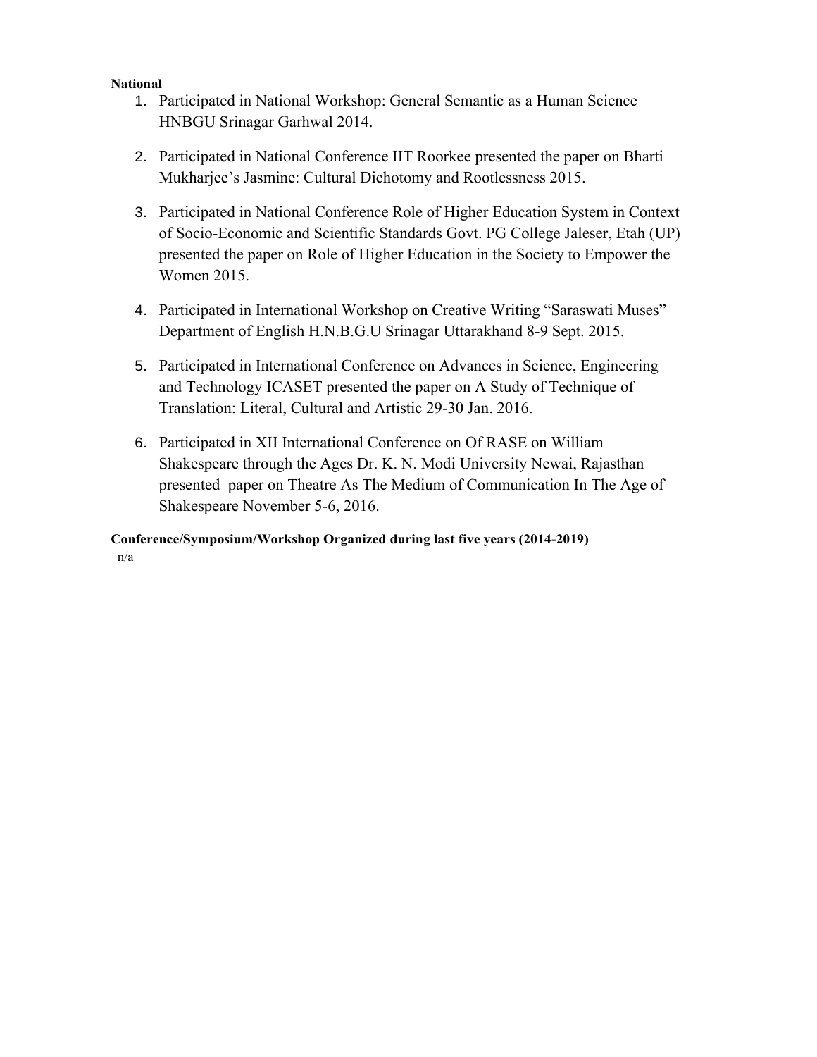**National**

1. Participated in National Workshop: General Semantic as a Human Science HNBGU Srinagar Garhwal 2014.

2. Participated in National Conference IIT Roorkee presented the paper on Bharti Mukharjee's Jasmine: Cultural Dichotomy and Rootlessness 2015.

3. Participated in National Conference Role of Higher Education System in Context of Socio-Economic and Scientific Standards Govt. PG College Jaleser, Etah (UP) presented the paper on Role of Higher Education in the Society to Empower the Women 2015.

4. Participated in International Workshop on Creative Writing "Saraswati Muses" Department of English H.N.B.G.U Srinagar Uttarakhand 8-9 Sept. 2015.

5. Participated in International Conference on Advances in Science, Engineering and Technology ICASET presented the paper on A Study of Technique of Translation: Literal, Cultural and Artistic 29-30 Jan. 2016.

6. Participated in XII International Conference on Of RASE on William Shakespeare through the Ages Dr. K. N. Modi University Newai, Rajasthan presented paper on Theatre As The Medium of Communication In The Age of Shakespeare November 5-6, 2016.

**Conference/Symposium/Workshop Organized during last five years (2014-2019)**

n/a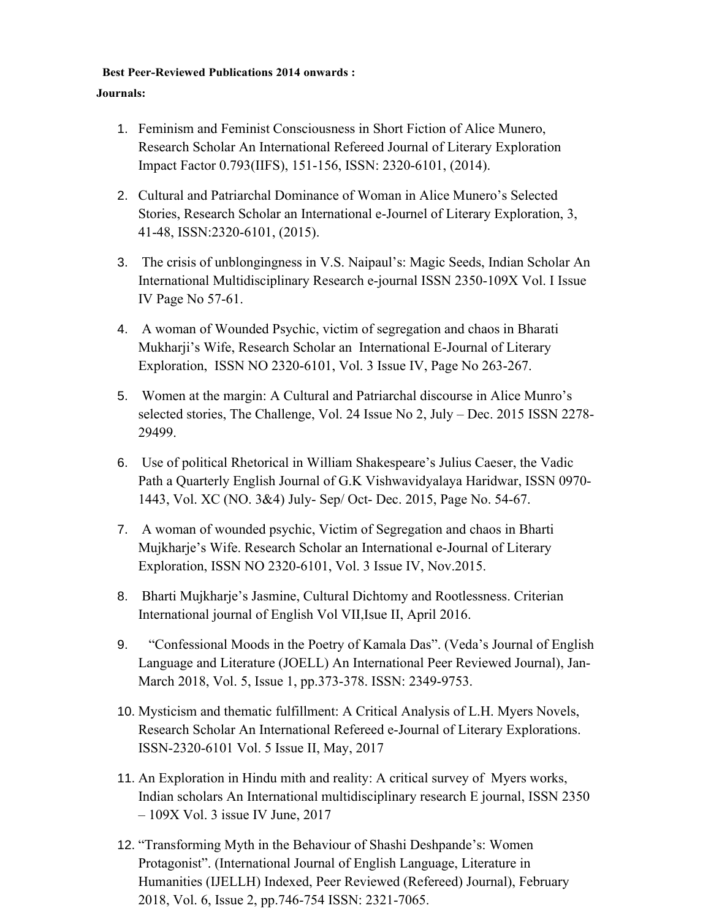**Best Peer-Reviewed Publications 2014 onwards :**

**Journals:**

1. Feminism and Feminist Consciousness in Short Fiction of Alice Munero, Research Scholar An International Refereed Journal of Literary Exploration Impact Factor 0.793(IIFS), 151-156, ISSN: 2320-6101, (2014).
2. Cultural and Patriarchal Dominance of Woman in Alice Munero's Selected Stories, Research Scholar an International e-Journel of Literary Exploration, 3, 41-48, ISSN:2320-6101, (2015).
3. The crisis of unblongingness in V.S. Naipaul's: Magic Seeds, Indian Scholar An International Multidisciplinary Research e-journal ISSN 2350-109X Vol. I Issue IV Page No 57-61.
4. A woman of Wounded Psychic, victim of segregation and chaos in Bharati Mukharji's Wife, Research Scholar an International E-Journal of Literary Exploration, ISSN NO 2320-6101, Vol. 3 Issue IV, Page No 263-267.
5. Women at the margin: A Cultural and Patriarchal discourse in Alice Munro's selected stories, The Challenge, Vol. 24 Issue No 2, July – Dec. 2015 ISSN 2278-29499.
6. Use of political Rhetorical in William Shakespeare's Julius Caeser, the Vadic Path a Quarterly English Journal of G.K Vishwavidyalaya Haridwar, ISSN 0970-1443, Vol. XC (NO. 3&4) July- Sep/ Oct- Dec. 2015, Page No. 54-67.
7. A woman of wounded psychic, Victim of Segregation and chaos in Bharti Mujkharje's Wife. Research Scholar an International e-Journal of Literary Exploration, ISSN NO 2320-6101, Vol. 3 Issue IV, Nov.2015.
8. Bharti Mujkharje's Jasmine, Cultural Dichtomy and Rootlessness. Criterian International journal of English Vol VII,Isue II, April 2016.
9. "Confessional Moods in the Poetry of Kamala Das". (Veda's Journal of English Language and Literature (JOELL) An International Peer Reviewed Journal), Jan-March 2018, Vol. 5, Issue 1, pp.373-378. ISSN: 2349-9753.
10. Mysticism and thematic fulfillment: A Critical Analysis of L.H. Myers Novels, Research Scholar An International Refereed e-Journal of Literary Explorations. ISSN-2320-6101 Vol. 5 Issue II, May, 2017
11. An Exploration in Hindu mith and reality: A critical survey of Myers works, Indian scholars An International multidisciplinary research E journal, ISSN 2350 – 109X Vol. 3 issue IV June, 2017
12. "Transforming Myth in the Behaviour of Shashi Deshpande's: Women Protagonist". (International Journal of English Language, Literature in Humanities (IJELLH) Indexed, Peer Reviewed (Refereed) Journal), February 2018, Vol. 6, Issue 2, pp.746-754 ISSN: 2321-7065.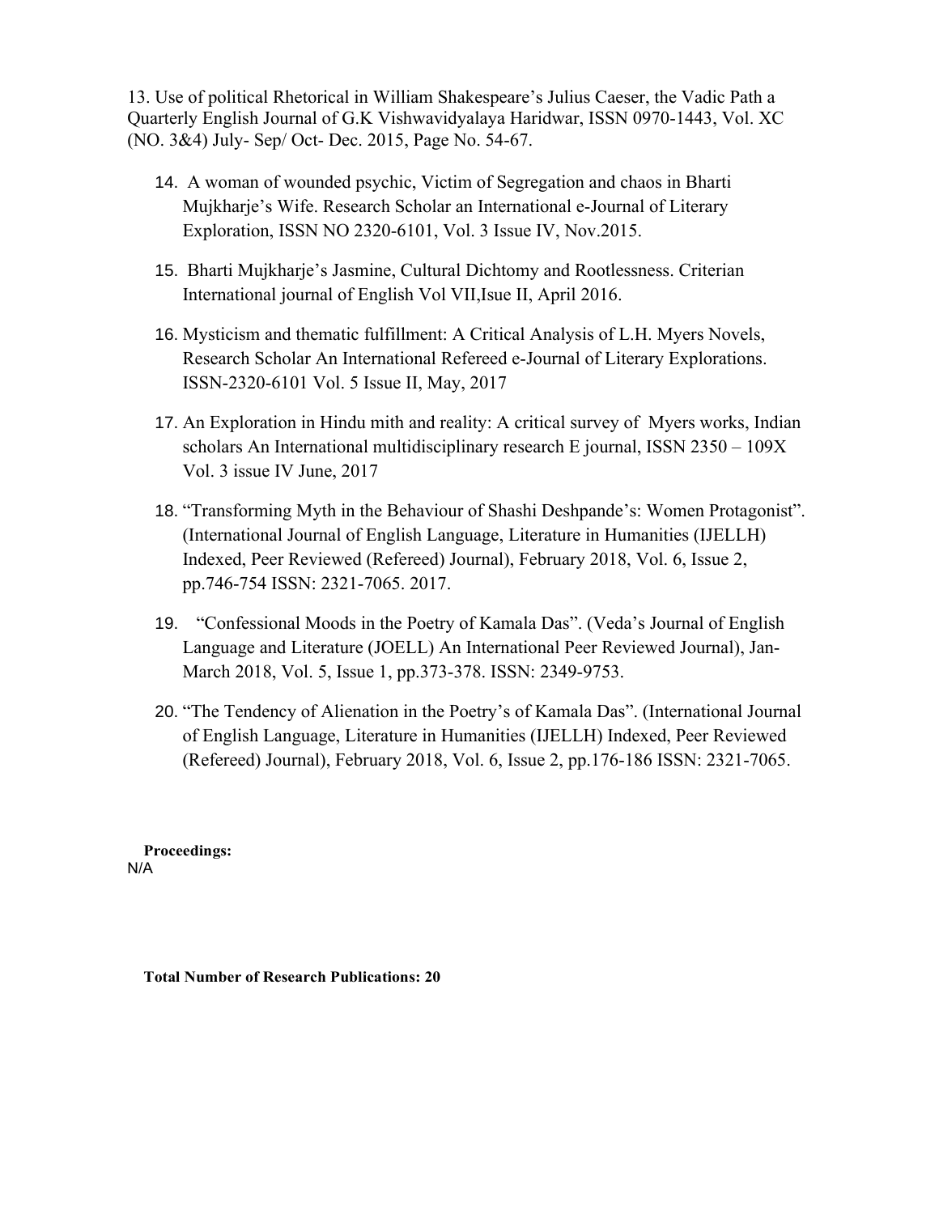13. Use of political Rhetorical in William Shakespeare's Julius Caeser, the Vadic Path a Quarterly English Journal of G.K Vishwavidyalaya Haridwar, ISSN 0970-1443, Vol. XC (NO. 3&4) July- Sep/ Oct- Dec. 2015, Page No. 54-67.

14. A woman of wounded psychic, Victim of Segregation and chaos in Bharti Mujkharje's Wife. Research Scholar an International e-Journal of Literary Exploration, ISSN NO 2320-6101, Vol. 3 Issue IV, Nov.2015.

15. Bharti Mujkharje's Jasmine, Cultural Dichtomy and Rootlessness. Criterian International journal of English Vol VII,Isue II, April 2016.

16. Mysticism and thematic fulfillment: A Critical Analysis of L.H. Myers Novels, Research Scholar An International Refereed e-Journal of Literary Explorations. ISSN-2320-6101 Vol. 5 Issue II, May, 2017

17. An Exploration in Hindu mith and reality: A critical survey of Myers works, Indian scholars An International multidisciplinary research E journal, ISSN 2350 – 109X Vol. 3 issue IV June, 2017

18. "Transforming Myth in the Behaviour of Shashi Deshpande's: Women Protagonist". (International Journal of English Language, Literature in Humanities (IJELLH) Indexed, Peer Reviewed (Refereed) Journal), February 2018, Vol. 6, Issue 2, pp.746-754 ISSN: 2321-7065. 2017.

19. "Confessional Moods in the Poetry of Kamala Das". (Veda's Journal of English Language and Literature (JOELL) An International Peer Reviewed Journal), Jan-March 2018, Vol. 5, Issue 1, pp.373-378. ISSN: 2349-9753.

20. "The Tendency of Alienation in the Poetry's of Kamala Das". (International Journal of English Language, Literature in Humanities (IJELLH) Indexed, Peer Reviewed (Refereed) Journal), February 2018, Vol. 6, Issue 2, pp.176-186 ISSN: 2321-7065.

**Proceedings:**
N/A

**Total Number of Research Publications: 20**